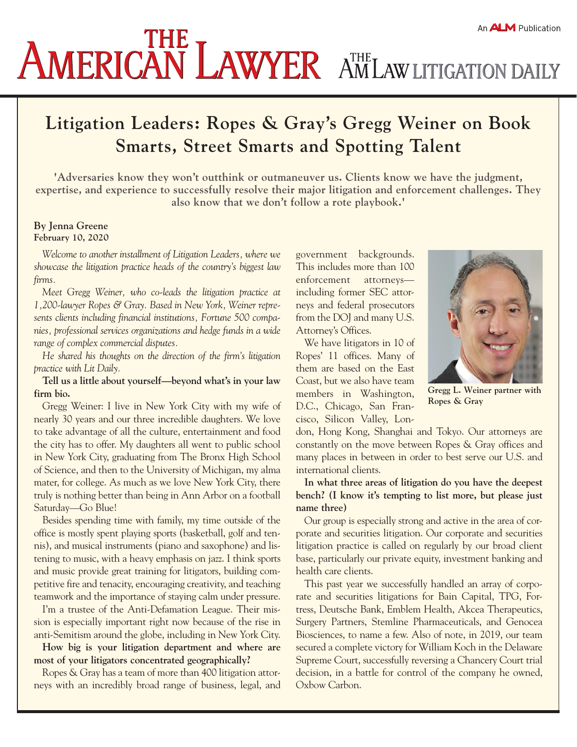# Litigation Leaders: Ropes & Gray's Gregg Weiner on Book Smarts, Street Smarts and Spotting Talent

**'Adversaries know they won't outthink or outmaneuver us. Clients know we have the judgment, expertise, and experience to successfully resolve their major litigation and enforcement challenges. They also know that we don't follow a rote playbook.'**

**By Jenna Greene**
**February 10, 2020**

*Welcome to another installment of Litigation Leaders, where we showcase the litigation practice heads of the country's biggest law firms.*

*Meet Gregg Weiner, who co-leads the litigation practice at 1,200-lawyer Ropes & Gray. Based in New York, Weiner represents clients including financial institutions, Fortune 500 companies, professional services organizations and hedge funds in a wide range of complex commercial disputes.*

*He shared his thoughts on the direction of the firm's litigation practice with Lit Daily.*

**Tell us a little about yourself—beyond what's in your law firm bio.**

Gregg Weiner: I live in New York City with my wife of nearly 30 years and our three incredible daughters. We love to take advantage of all the culture, entertainment and food the city has to offer. My daughters all went to public school in New York City, graduating from The Bronx High School of Science, and then to the University of Michigan, my alma mater, for college. As much as we love New York City, there truly is nothing better than being in Ann Arbor on a football Saturday—Go Blue!

Besides spending time with family, my time outside of the office is mostly spent playing sports (basketball, golf and tennis), and musical instruments (piano and saxophone) and listening to music, with a heavy emphasis on jazz. I think sports and music provide great training for litigators, building competitive fire and tenacity, encouraging creativity, and teaching teamwork and the importance of staying calm under pressure.

I'm a trustee of the Anti-Defamation League. Their mission is especially important right now because of the rise in anti-Semitism around the globe, including in New York City.

**How big is your litigation department and where are most of your litigators concentrated geographically?**

Ropes & Gray has a team of more than 400 litigation attorneys with an incredibly broad range of business, legal, and government backgrounds. This includes more than 100 enforcement attorneys—including former SEC attorneys and federal prosecutors from the DOJ and many U.S. Attorney's Offices.

Gregg L. Weiner partner with Ropes & Gray

We have litigators in 10 of Ropes' 11 offices. Many of them are based on the East Coast, but we also have team members in Washington, D.C., Chicago, San Francisco, Silicon Valley, London, Hong Kong, Shanghai and Tokyo. Our attorneys are constantly on the move between Ropes & Gray offices and many places in between in order to best serve our U.S. and international clients.

**In what three areas of litigation do you have the deepest bench? (I know it's tempting to list more, but please just name three)**

Our group is especially strong and active in the area of corporate and securities litigation. Our corporate and securities litigation practice is called on regularly by our broad client base, particularly our private equity, investment banking and health care clients.

This past year we successfully handled an array of corporate and securities litigations for Bain Capital, TPG, Fortress, Deutsche Bank, Emblem Health, Akcea Therapeutics, Surgery Partners, Stemline Pharmaceuticals, and Genocea Biosciences, to name a few. Also of note, in 2019, our team secured a complete victory for William Koch in the Delaware Supreme Court, successfully reversing a Chancery Court trial decision, in a battle for control of the company he owned, Oxbow Carbon.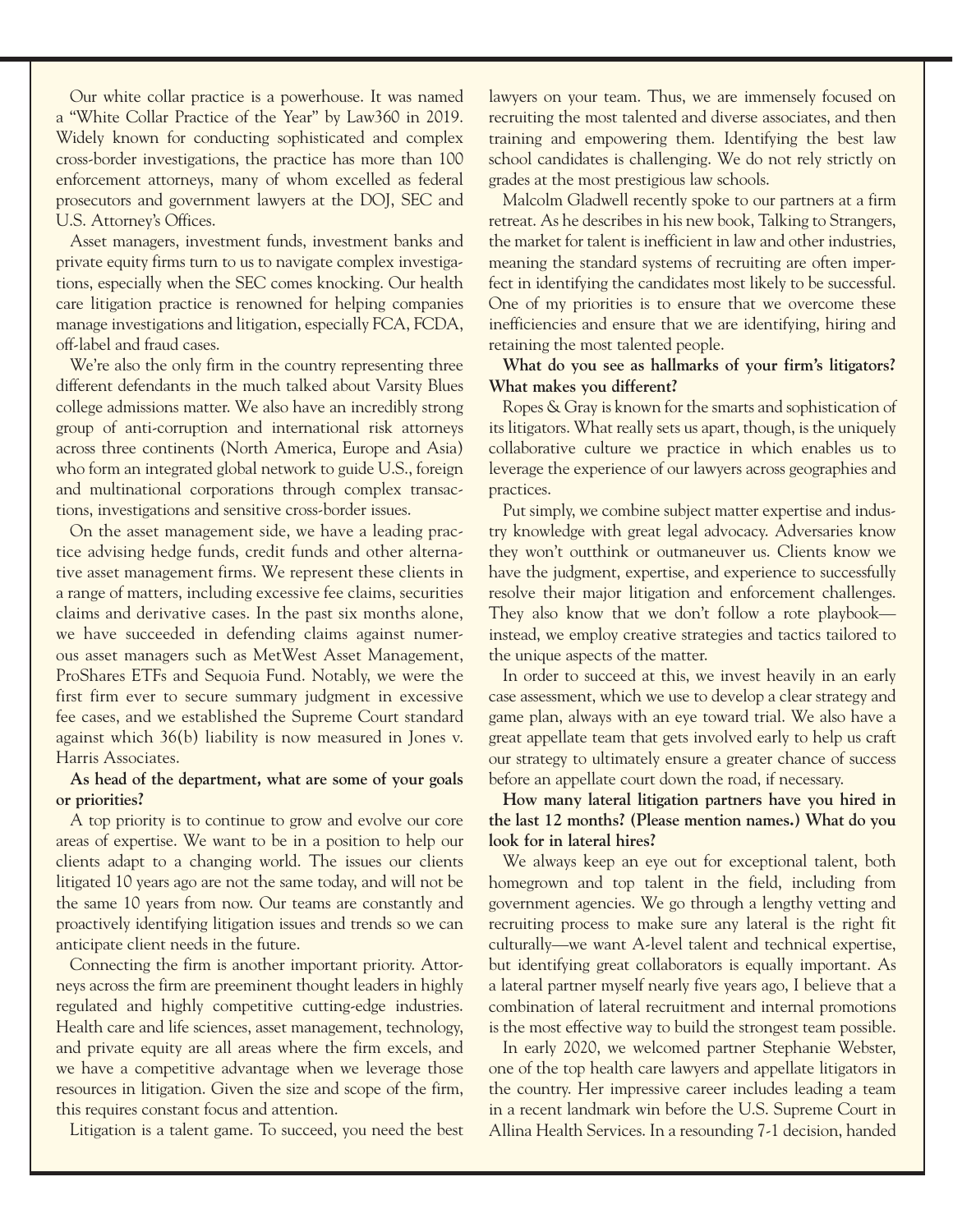Our white collar practice is a powerhouse. It was named a "White Collar Practice of the Year" by Law360 in 2019. Widely known for conducting sophisticated and complex cross-border investigations, the practice has more than 100 enforcement attorneys, many of whom excelled as federal prosecutors and government lawyers at the DOJ, SEC and U.S. Attorney's Offices.

Asset managers, investment funds, investment banks and private equity firms turn to us to navigate complex investigations, especially when the SEC comes knocking. Our health care litigation practice is renowned for helping companies manage investigations and litigation, especially FCA, FCDA, off-label and fraud cases.

We're also the only firm in the country representing three different defendants in the much talked about Varsity Blues college admissions matter. We also have an incredibly strong group of anti-corruption and international risk attorneys across three continents (North America, Europe and Asia) who form an integrated global network to guide U.S., foreign and multinational corporations through complex transactions, investigations and sensitive cross-border issues.

On the asset management side, we have a leading practice advising hedge funds, credit funds and other alternative asset management firms. We represent these clients in a range of matters, including excessive fee claims, securities claims and derivative cases. In the past six months alone, we have succeeded in defending claims against numerous asset managers such as MetWest Asset Management, ProShares ETFs and Sequoia Fund. Notably, we were the first firm ever to secure summary judgment in excessive fee cases, and we established the Supreme Court standard against which 36(b) liability is now measured in Jones v. Harris Associates.

**As head of the department, what are some of your goals or priorities?**

A top priority is to continue to grow and evolve our core areas of expertise. We want to be in a position to help our clients adapt to a changing world. The issues our clients litigated 10 years ago are not the same today, and will not be the same 10 years from now. Our teams are constantly and proactively identifying litigation issues and trends so we can anticipate client needs in the future.

Connecting the firm is another important priority. Attorneys across the firm are preeminent thought leaders in highly regulated and highly competitive cutting-edge industries. Health care and life sciences, asset management, technology, and private equity are all areas where the firm excels, and we have a competitive advantage when we leverage those resources in litigation. Given the size and scope of the firm, this requires constant focus and attention.

Litigation is a talent game. To succeed, you need the best lawyers on your team. Thus, we are immensely focused on recruiting the most talented and diverse associates, and then training and empowering them. Identifying the best law school candidates is challenging. We do not rely strictly on grades at the most prestigious law schools.

Malcolm Gladwell recently spoke to our partners at a firm retreat. As he describes in his new book, Talking to Strangers, the market for talent is inefficient in law and other industries, meaning the standard systems of recruiting are often imperfect in identifying the candidates most likely to be successful. One of my priorities is to ensure that we overcome these inefficiencies and ensure that we are identifying, hiring and retaining the most talented people.

**What do you see as hallmarks of your firm's litigators? What makes you different?**

Ropes & Gray is known for the smarts and sophistication of its litigators. What really sets us apart, though, is the uniquely collaborative culture we practice in which enables us to leverage the experience of our lawyers across geographies and practices.

Put simply, we combine subject matter expertise and industry knowledge with great legal advocacy. Adversaries know they won't outthink or outmaneuver us. Clients know we have the judgment, expertise, and experience to successfully resolve their major litigation and enforcement challenges. They also know that we don't follow a rote playbook—instead, we employ creative strategies and tactics tailored to the unique aspects of the matter.

In order to succeed at this, we invest heavily in an early case assessment, which we use to develop a clear strategy and game plan, always with an eye toward trial. We also have a great appellate team that gets involved early to help us craft our strategy to ultimately ensure a greater chance of success before an appellate court down the road, if necessary.

**How many lateral litigation partners have you hired in the last 12 months? (Please mention names.) What do you look for in lateral hires?**

We always keep an eye out for exceptional talent, both homegrown and top talent in the field, including from government agencies. We go through a lengthy vetting and recruiting process to make sure any lateral is the right fit culturally—we want A-level talent and technical expertise, but identifying great collaborators is equally important. As a lateral partner myself nearly five years ago, I believe that a combination of lateral recruitment and internal promotions is the most effective way to build the strongest team possible.

In early 2020, we welcomed partner Stephanie Webster, one of the top health care lawyers and appellate litigators in the country. Her impressive career includes leading a team in a recent landmark win before the U.S. Supreme Court in Allina Health Services. In a resounding 7-1 decision, handed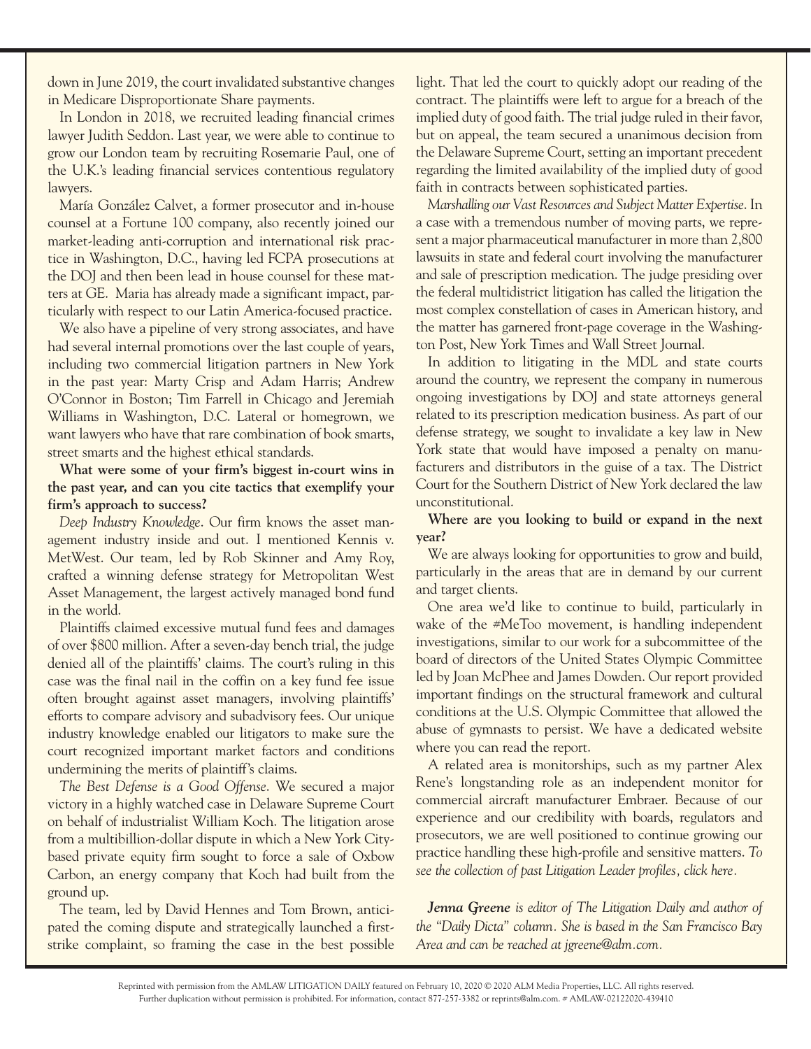down in June 2019, the court invalidated substantive changes in Medicare Disproportionate Share payments.

In London in 2018, we recruited leading financial crimes lawyer Judith Seddon. Last year, we were able to continue to grow our London team by recruiting Rosemarie Paul, one of the U.K.'s leading financial services contentious regulatory lawyers.

María González Calvet, a former prosecutor and in-house counsel at a Fortune 100 company, also recently joined our market-leading anti-corruption and international risk practice in Washington, D.C., having led FCPA prosecutions at the DOJ and then been lead in house counsel for these matters at GE. Maria has already made a significant impact, particularly with respect to our Latin America-focused practice.

We also have a pipeline of very strong associates, and have had several internal promotions over the last couple of years, including two commercial litigation partners in New York in the past year: Marty Crisp and Adam Harris; Andrew O'Connor in Boston; Tim Farrell in Chicago and Jeremiah Williams in Washington, D.C. Lateral or homegrown, we want lawyers who have that rare combination of book smarts, street smarts and the highest ethical standards.

**What were some of your firm's biggest in-court wins in the past year, and can you cite tactics that exemplify your firm's approach to success?**

*Deep Industry Knowledge*. Our firm knows the asset management industry inside and out. I mentioned Kennis v. MetWest. Our team, led by Rob Skinner and Amy Roy, crafted a winning defense strategy for Metropolitan West Asset Management, the largest actively managed bond fund in the world.

Plaintiffs claimed excessive mutual fund fees and damages of over $800 million. After a seven-day bench trial, the judge denied all of the plaintiffs' claims. The court's ruling in this case was the final nail in the coffin on a key fund fee issue often brought against asset managers, involving plaintiffs' efforts to compare advisory and subadvisory fees. Our unique industry knowledge enabled our litigators to make sure the court recognized important market factors and conditions undermining the merits of plaintiff's claims.

*The Best Defense is a Good Offense*. We secured a major victory in a highly watched case in Delaware Supreme Court on behalf of industrialist William Koch. The litigation arose from a multibillion-dollar dispute in which a New York City-based private equity firm sought to force a sale of Oxbow Carbon, an energy company that Koch had built from the ground up.

The team, led by David Hennes and Tom Brown, anticipated the coming dispute and strategically launched a first-strike complaint, so framing the case in the best possible light. That led the court to quickly adopt our reading of the contract. The plaintiffs were left to argue for a breach of the implied duty of good faith. The trial judge ruled in their favor, but on appeal, the team secured a unanimous decision from the Delaware Supreme Court, setting an important precedent regarding the limited availability of the implied duty of good faith in contracts between sophisticated parties.

*Marshalling our Vast Resources and Subject Matter Expertise*. In a case with a tremendous number of moving parts, we represent a major pharmaceutical manufacturer in more than 2,800 lawsuits in state and federal court involving the manufacturer and sale of prescription medication. The judge presiding over the federal multidistrict litigation has called the litigation the most complex constellation of cases in American history, and the matter has garnered front-page coverage in the Washington Post, New York Times and Wall Street Journal.

In addition to litigating in the MDL and state courts around the country, we represent the company in numerous ongoing investigations by DOJ and state attorneys general related to its prescription medication business. As part of our defense strategy, we sought to invalidate a key law in New York state that would have imposed a penalty on manufacturers and distributors in the guise of a tax. The District Court for the Southern District of New York declared the law unconstitutional.

**Where are you looking to build or expand in the next year?**

We are always looking for opportunities to grow and build, particularly in the areas that are in demand by our current and target clients.

One area we'd like to continue to build, particularly in wake of the #MeToo movement, is handling independent investigations, similar to our work for a subcommittee of the board of directors of the United States Olympic Committee led by Joan McPhee and James Dowden. Our report provided important findings on the structural framework and cultural conditions at the U.S. Olympic Committee that allowed the abuse of gymnasts to persist. We have a dedicated website where you can read the report.

A related area is monitorships, such as my partner Alex Rene's longstanding role as an independent monitor for commercial aircraft manufacturer Embraer. Because of our experience and our credibility with boards, regulators and prosecutors, we are well positioned to continue growing our practice handling these high-profile and sensitive matters. *To see the collection of past Litigation Leader profiles, click here.*

***Jenna Greene*** *is editor of The Litigation Daily and author of the "Daily Dicta" column. She is based in the San Francisco Bay Area and can be reached at jgreene@alm.com.*

Reprinted with permission from the AMLAW LITIGATION DAILY featured on February 10, 2020 © 2020 ALM Media Properties, LLC. All rights reserved. Further duplication without permission is prohibited. For information, contact 877-257-3382 or reprints@alm.com. # AMLAW-02122020-439410